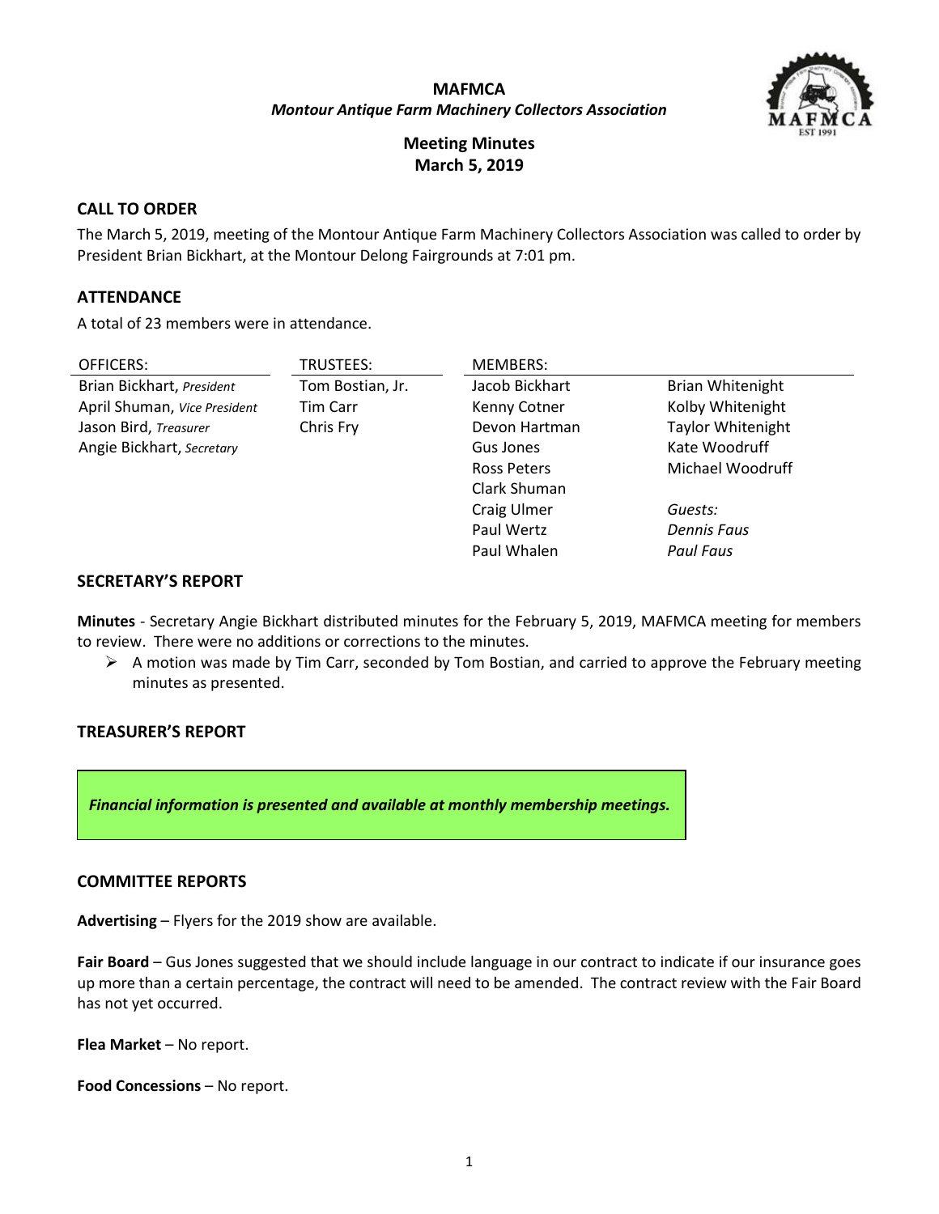**MAFMCA**

***Montour Antique Farm Machinery Collectors Association***

**Meeting Minutes**
**March 5, 2019**

## CALL TO ORDER

The March 5, 2019, meeting of the Montour Antique Farm Machinery Collectors Association was called to order by President Brian Bickhart, at the Montour Delong Fairgrounds at 7:01 pm.

## ATTENDANCE

A total of 23 members were in attendance.

| OFFICERS: | TRUSTEES: | MEMBERS: | |
|---|---|---|---|
| Brian Bickhart, *President* | Tom Bostian, Jr. | Jacob Bickhart | Brian Whitenight |
| April Shuman, *Vice President* | Tim Carr | Kenny Cotner | Kolby Whitenight |
| Jason Bird, *Treasurer* | Chris Fry | Devon Hartman | Taylor Whitenight |
| Angie Bickhart, *Secretary* | | Gus Jones | Kate Woodruff |
| | | Ross Peters | Michael Woodruff |
| | | Clark Shuman | |
| | | Craig Ulmer | *Guests:* |
| | | Paul Wertz | *Dennis Faus* |
| | | Paul Whalen | *Paul Faus* |

## SECRETARY'S REPORT

**Minutes** - Secretary Angie Bickhart distributed minutes for the February 5, 2019, MAFMCA meeting for members to review. There were no additions or corrections to the minutes.

- A motion was made by Tim Carr, seconded by Tom Bostian, and carried to approve the February meeting minutes as presented.

## TREASURER'S REPORT

***Financial information is presented and available at monthly membership meetings.***

## COMMITTEE REPORTS

**Advertising** – Flyers for the 2019 show are available.

**Fair Board** – Gus Jones suggested that we should include language in our contract to indicate if our insurance goes up more than a certain percentage, the contract will need to be amended. The contract review with the Fair Board has not yet occurred.

**Flea Market** – No report.

**Food Concessions** – No report.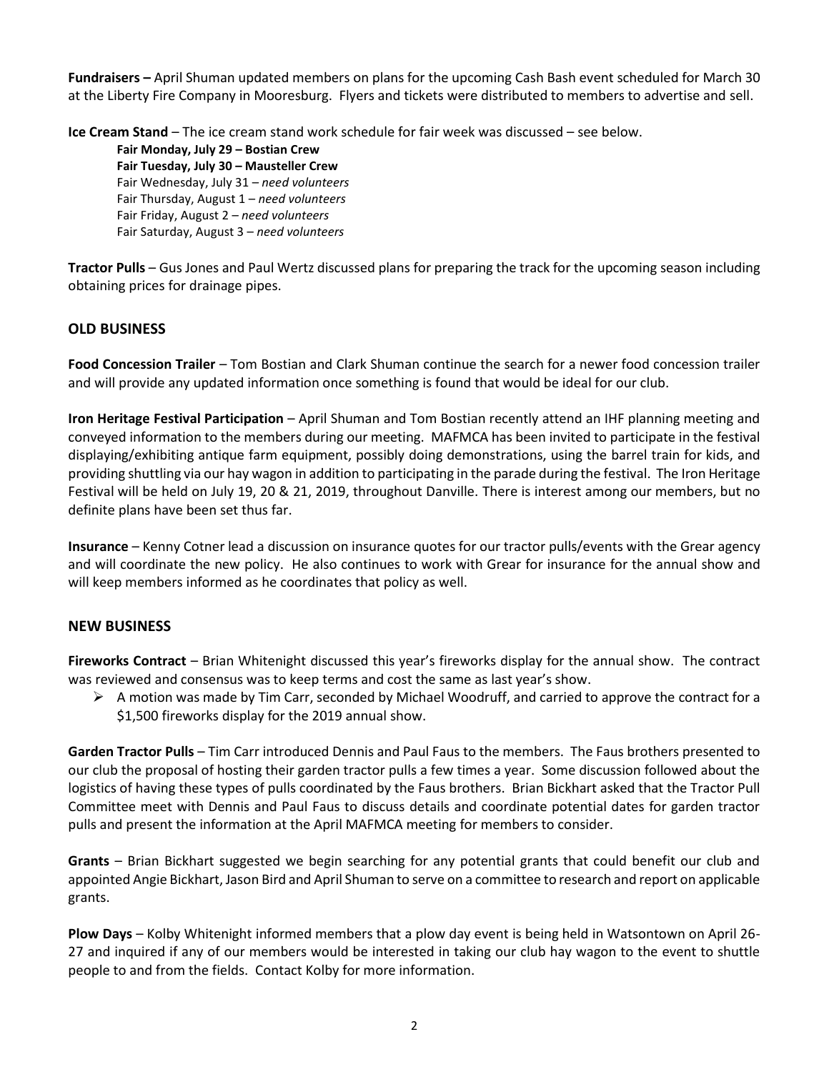**Fundraisers –** April Shuman updated members on plans for the upcoming Cash Bash event scheduled for March 30 at the Liberty Fire Company in Mooresburg. Flyers and tickets were distributed to members to advertise and sell.

**Ice Cream Stand** – The ice cream stand work schedule for fair week was discussed – see below.

> **Fair Monday, July 29 – Bostian Crew**
> **Fair Tuesday, July 30 – Mausteller Crew**
> Fair Wednesday, July 31 – *need volunteers*
> Fair Thursday, August 1 – *need volunteers*
> Fair Friday, August 2 – *need volunteers*
> Fair Saturday, August 3 – *need volunteers*

**Tractor Pulls** – Gus Jones and Paul Wertz discussed plans for preparing the track for the upcoming season including obtaining prices for drainage pipes.

## OLD BUSINESS

**Food Concession Trailer** – Tom Bostian and Clark Shuman continue the search for a newer food concession trailer and will provide any updated information once something is found that would be ideal for our club.

**Iron Heritage Festival Participation** – April Shuman and Tom Bostian recently attend an IHF planning meeting and conveyed information to the members during our meeting. MAFMCA has been invited to participate in the festival displaying/exhibiting antique farm equipment, possibly doing demonstrations, using the barrel train for kids, and providing shuttling via our hay wagon in addition to participating in the parade during the festival. The Iron Heritage Festival will be held on July 19, 20 & 21, 2019, throughout Danville. There is interest among our members, but no definite plans have been set thus far.

**Insurance** – Kenny Cotner lead a discussion on insurance quotes for our tractor pulls/events with the Grear agency and will coordinate the new policy. He also continues to work with Grear for insurance for the annual show and will keep members informed as he coordinates that policy as well.

## NEW BUSINESS

**Fireworks Contract** – Brian Whitenight discussed this year's fireworks display for the annual show. The contract was reviewed and consensus was to keep terms and cost the same as last year's show.

- A motion was made by Tim Carr, seconded by Michael Woodruff, and carried to approve the contract for a $1,500 fireworks display for the 2019 annual show.

**Garden Tractor Pulls** – Tim Carr introduced Dennis and Paul Faus to the members. The Faus brothers presented to our club the proposal of hosting their garden tractor pulls a few times a year. Some discussion followed about the logistics of having these types of pulls coordinated by the Faus brothers. Brian Bickhart asked that the Tractor Pull Committee meet with Dennis and Paul Faus to discuss details and coordinate potential dates for garden tractor pulls and present the information at the April MAFMCA meeting for members to consider.

**Grants** – Brian Bickhart suggested we begin searching for any potential grants that could benefit our club and appointed Angie Bickhart, Jason Bird and April Shuman to serve on a committee to research and report on applicable grants.

**Plow Days** – Kolby Whitenight informed members that a plow day event is being held in Watsontown on April 26-27 and inquired if any of our members would be interested in taking our club hay wagon to the event to shuttle people to and from the fields. Contact Kolby for more information.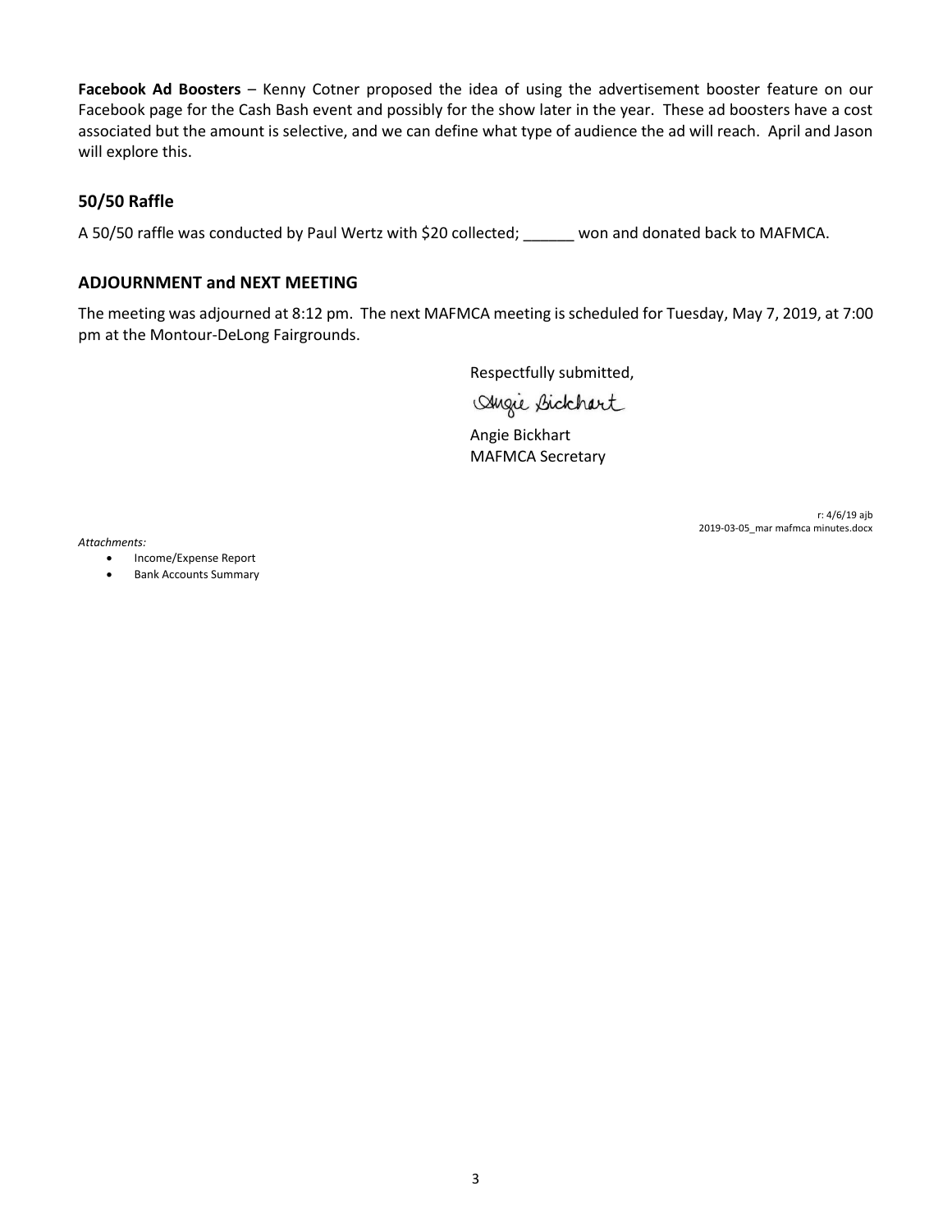**Facebook Ad Boosters** – Kenny Cotner proposed the idea of using the advertisement booster feature on our Facebook page for the Cash Bash event and possibly for the show later in the year. These ad boosters have a cost associated but the amount is selective, and we can define what type of audience the ad will reach. April and Jason will explore this.

## 50/50 Raffle

A 50/50 raffle was conducted by Paul Wertz with $20 collected; ______ won and donated back to MAFMCA.

## ADJOURNMENT and NEXT MEETING

The meeting was adjourned at 8:12 pm. The next MAFMCA meeting is scheduled for Tuesday, May 7, 2019, at 7:00 pm at the Montour-DeLong Fairgrounds.

Respectfully submitted,

Angie Bickhart

Angie Bickhart
MAFMCA Secretary

r: 4/6/19 ajb
2019-03-05_mar mafmca minutes.docx

*Attachments:*

- Income/Expense Report
- Bank Accounts Summary